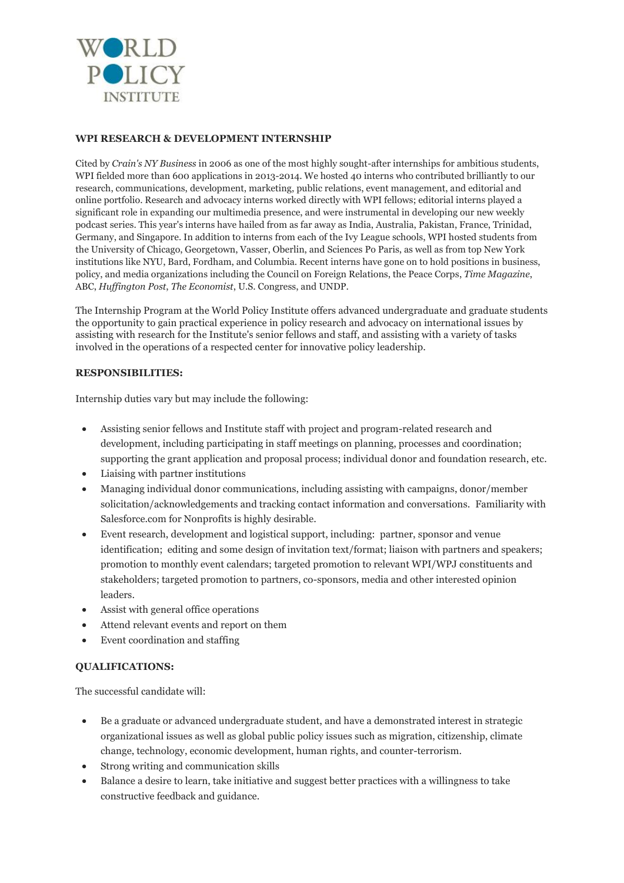WORLD POLICY INSTITUTE

**WPI RESEARCH & DEVELOPMENT INTERNSHIP**

Cited by *Crain's NY Business* in 2006 as one of the most highly sought-after internships for ambitious students, WPI fielded more than 600 applications in 2013-2014. We hosted 40 interns who contributed brilliantly to our research, communications, development, marketing, public relations, event management, and editorial and online portfolio. Research and advocacy interns worked directly with WPI fellows; editorial interns played a significant role in expanding our multimedia presence, and were instrumental in developing our new weekly podcast series. This year's interns have hailed from as far away as India, Australia, Pakistan, France, Trinidad, Germany, and Singapore. In addition to interns from each of the Ivy League schools, WPI hosted students from the University of Chicago, Georgetown, Vasser, Oberlin, and Sciences Po Paris, as well as from top New York institutions like NYU, Bard, Fordham, and Columbia. Recent interns have gone on to hold positions in business, policy, and media organizations including the Council on Foreign Relations, the Peace Corps, *Time Magazine*, ABC, *Huffington Post*, *The Economist*, U.S. Congress, and UNDP.

The Internship Program at the World Policy Institute offers advanced undergraduate and graduate students the opportunity to gain practical experience in policy research and advocacy on international issues by assisting with research for the Institute's senior fellows and staff, and assisting with a variety of tasks involved in the operations of a respected center for innovative policy leadership.

**RESPONSIBILITIES:**

Internship duties vary but may include the following:

- Assisting senior fellows and Institute staff with project and program-related research and development, including participating in staff meetings on planning, processes and coordination; supporting the grant application and proposal process; individual donor and foundation research, etc.
- Liaising with partner institutions
- Managing individual donor communications, including assisting with campaigns, donor/member solicitation/acknowledgements and tracking contact information and conversations. Familiarity with Salesforce.com for Nonprofits is highly desirable.
- Event research, development and logistical support, including: partner, sponsor and venue identification; editing and some design of invitation text/format; liaison with partners and speakers; promotion to monthly event calendars; targeted promotion to relevant WPI/WPJ constituents and stakeholders; targeted promotion to partners, co-sponsors, media and other interested opinion leaders.
- Assist with general office operations
- Attend relevant events and report on them
- Event coordination and staffing

**QUALIFICATIONS:**

The successful candidate will:

- Be a graduate or advanced undergraduate student, and have a demonstrated interest in strategic organizational issues as well as global public policy issues such as migration, citizenship, climate change, technology, economic development, human rights, and counter-terrorism.
- Strong writing and communication skills
- Balance a desire to learn, take initiative and suggest better practices with a willingness to take constructive feedback and guidance.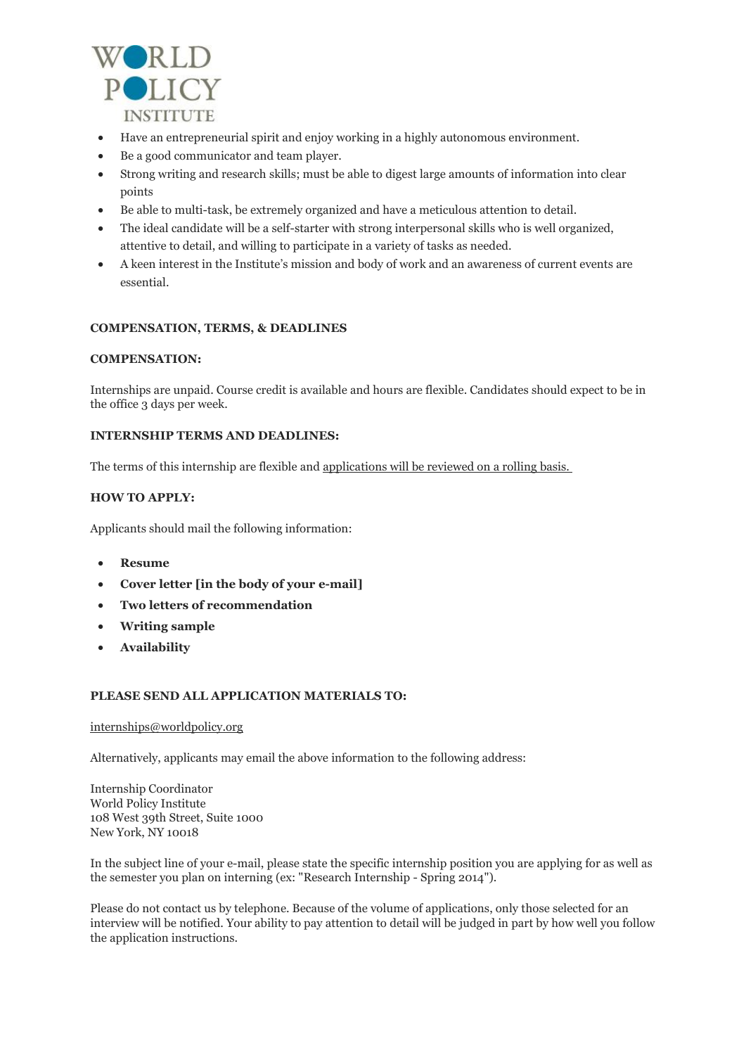- Have an entrepreneurial spirit and enjoy working in a highly autonomous environment.
- Be a good communicator and team player.
- Strong writing and research skills; must be able to digest large amounts of information into clear points
- Be able to multi-task, be extremely organized and have a meticulous attention to detail.
- The ideal candidate will be a self-starter with strong interpersonal skills who is well organized, attentive to detail, and willing to participate in a variety of tasks as needed.
- A keen interest in the Institute's mission and body of work and an awareness of current events are essential.

**COMPENSATION, TERMS, & DEADLINES**

**COMPENSATION:**

Internships are unpaid. Course credit is available and hours are flexible. Candidates should expect to be in the office 3 days per week.

**INTERNSHIP TERMS AND DEADLINES:**

The terms of this internship are flexible and applications will be reviewed on a rolling basis.

**HOW TO APPLY:**

Applicants should mail the following information:

- **Resume**
- **Cover letter [in the body of your e-mail]**
- **Two letters of recommendation**
- **Writing sample**
- **Availability**

**PLEASE SEND ALL APPLICATION MATERIALS TO:**

internships@worldpolicy.org

Alternatively, applicants may email the above information to the following address:

Internship Coordinator
World Policy Institute
108 West 39th Street, Suite 1000
New York, NY 10018

In the subject line of your e-mail, please state the specific internship position you are applying for as well as the semester you plan on interning (ex: "Research Internship - Spring 2014").

Please do not contact us by telephone. Because of the volume of applications, only those selected for an interview will be notified. Your ability to pay attention to detail will be judged in part by how well you follow the application instructions.